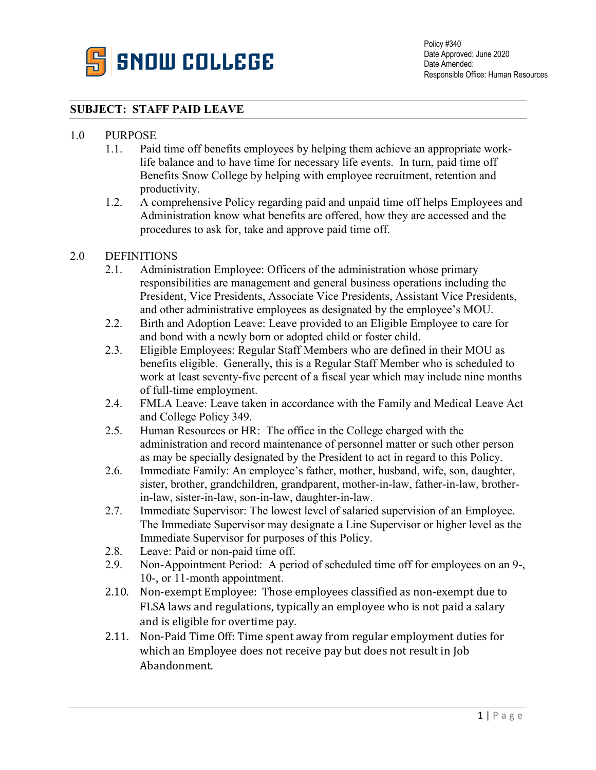**SNOW COLLEGE**

Policy #340
Date Approved: June 2020
Date Amended:
Responsible Office: Human Resources

## SUBJECT: STAFF PAID LEAVE

1.0 PURPOSE

1.1. Paid time off benefits employees by helping them achieve an appropriate work-life balance and to have time for necessary life events. In turn, paid time off Benefits Snow College by helping with employee recruitment, retention and productivity.

1.2. A comprehensive Policy regarding paid and unpaid time off helps Employees and Administration know what benefits are offered, how they are accessed and the procedures to ask for, take and approve paid time off.

2.0 DEFINITIONS

2.1. Administration Employee: Officers of the administration whose primary responsibilities are management and general business operations including the President, Vice Presidents, Associate Vice Presidents, Assistant Vice Presidents, and other administrative employees as designated by the employee's MOU.

2.2. Birth and Adoption Leave: Leave provided to an Eligible Employee to care for and bond with a newly born or adopted child or foster child.

2.3. Eligible Employees: Regular Staff Members who are defined in their MOU as benefits eligible. Generally, this is a Regular Staff Member who is scheduled to work at least seventy-five percent of a fiscal year which may include nine months of full-time employment.

2.4. FMLA Leave: Leave taken in accordance with the Family and Medical Leave Act and College Policy 349.

2.5. Human Resources or HR: The office in the College charged with the administration and record maintenance of personnel matter or such other person as may be specially designated by the President to act in regard to this Policy.

2.6. Immediate Family: An employee's father, mother, husband, wife, son, daughter, sister, brother, grandchildren, grandparent, mother-in-law, father-in-law, brother-in-law, sister-in-law, son-in-law, daughter-in-law.

2.7. Immediate Supervisor: The lowest level of salaried supervision of an Employee. The Immediate Supervisor may designate a Line Supervisor or higher level as the Immediate Supervisor for purposes of this Policy.

2.8. Leave: Paid or non-paid time off.

2.9. Non-Appointment Period: A period of scheduled time off for employees on an 9-, 10-, or 11-month appointment.

2.10. Non-exempt Employee: Those employees classified as non-exempt due to FLSA laws and regulations, typically an employee who is not paid a salary and is eligible for overtime pay.

2.11. Non-Paid Time Off: Time spent away from regular employment duties for which an Employee does not receive pay but does not result in Job Abandonment.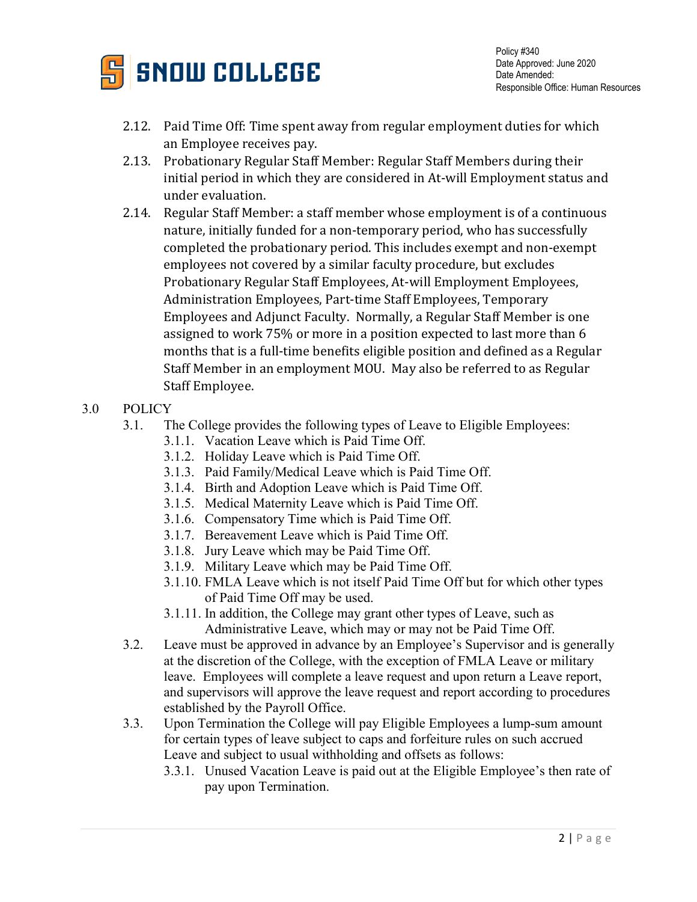2.12. Paid Time Off: Time spent away from regular employment duties for which an Employee receives pay.

2.13. Probationary Regular Staff Member: Regular Staff Members during their initial period in which they are considered in At-will Employment status and under evaluation.

2.14. Regular Staff Member: a staff member whose employment is of a continuous nature, initially funded for a non-temporary period, who has successfully completed the probationary period. This includes exempt and non-exempt employees not covered by a similar faculty procedure, but excludes Probationary Regular Staff Employees, At-will Employment Employees, Administration Employees, Part-time Staff Employees, Temporary Employees and Adjunct Faculty. Normally, a Regular Staff Member is one assigned to work 75% or more in a position expected to last more than 6 months that is a full-time benefits eligible position and defined as a Regular Staff Member in an employment MOU. May also be referred to as Regular Staff Employee.

## 3.0 POLICY

3.1. The College provides the following types of Leave to Eligible Employees:

- 3.1.1. Vacation Leave which is Paid Time Off.
- 3.1.2. Holiday Leave which is Paid Time Off.
- 3.1.3. Paid Family/Medical Leave which is Paid Time Off.
- 3.1.4. Birth and Adoption Leave which is Paid Time Off.
- 3.1.5. Medical Maternity Leave which is Paid Time Off.
- 3.1.6. Compensatory Time which is Paid Time Off.
- 3.1.7. Bereavement Leave which is Paid Time Off.
- 3.1.8. Jury Leave which may be Paid Time Off.
- 3.1.9. Military Leave which may be Paid Time Off.
- 3.1.10. FMLA Leave which is not itself Paid Time Off but for which other types of Paid Time Off may be used.
- 3.1.11. In addition, the College may grant other types of Leave, such as Administrative Leave, which may or may not be Paid Time Off.

3.2. Leave must be approved in advance by an Employee's Supervisor and is generally at the discretion of the College, with the exception of FMLA Leave or military leave. Employees will complete a leave request and upon return a Leave report, and supervisors will approve the leave request and report according to procedures established by the Payroll Office.

3.3. Upon Termination the College will pay Eligible Employees a lump-sum amount for certain types of leave subject to caps and forfeiture rules on such accrued Leave and subject to usual withholding and offsets as follows:

- 3.3.1. Unused Vacation Leave is paid out at the Eligible Employee's then rate of pay upon Termination.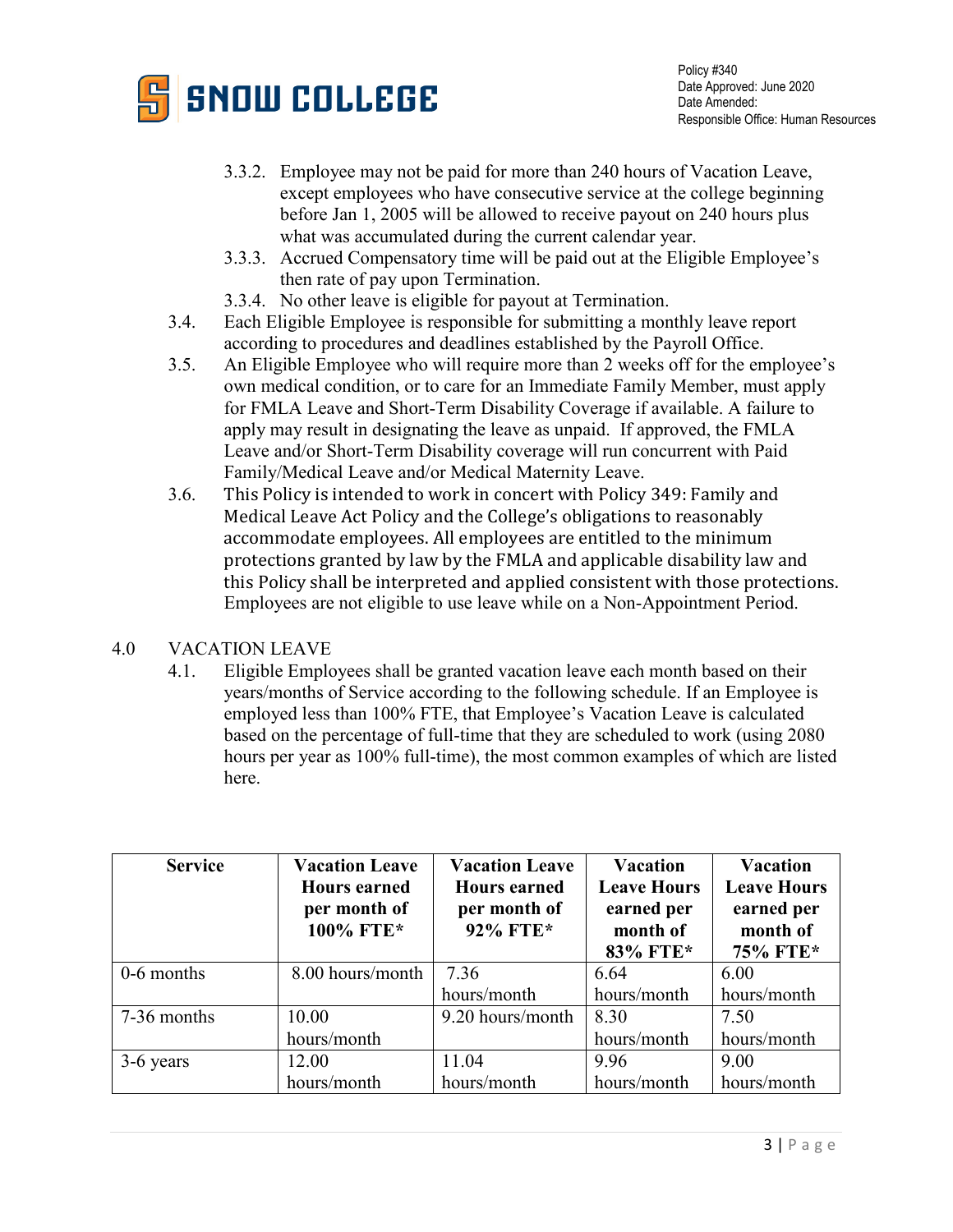3.3.2. Employee may not be paid for more than 240 hours of Vacation Leave, except employees who have consecutive service at the college beginning before Jan 1, 2005 will be allowed to receive payout on 240 hours plus what was accumulated during the current calendar year.

3.3.3. Accrued Compensatory time will be paid out at the Eligible Employee's then rate of pay upon Termination.

3.3.4. No other leave is eligible for payout at Termination.

3.4. Each Eligible Employee is responsible for submitting a monthly leave report according to procedures and deadlines established by the Payroll Office.

3.5. An Eligible Employee who will require more than 2 weeks off for the employee's own medical condition, or to care for an Immediate Family Member, must apply for FMLA Leave and Short-Term Disability Coverage if available. A failure to apply may result in designating the leave as unpaid. If approved, the FMLA Leave and/or Short-Term Disability coverage will run concurrent with Paid Family/Medical Leave and/or Medical Maternity Leave.

3.6. This Policy is intended to work in concert with Policy 349: Family and Medical Leave Act Policy and the College's obligations to reasonably accommodate employees. All employees are entitled to the minimum protections granted by law by the FMLA and applicable disability law and this Policy shall be interpreted and applied consistent with those protections. Employees are not eligible to use leave while on a Non-Appointment Period.

## 4.0 VACATION LEAVE

4.1. Eligible Employees shall be granted vacation leave each month based on their years/months of Service according to the following schedule. If an Employee is employed less than 100% FTE, that Employee's Vacation Leave is calculated based on the percentage of full-time that they are scheduled to work (using 2080 hours per year as 100% full-time), the most common examples of which are listed here.

| Service | Vacation Leave Hours earned per month of 100% FTE* | Vacation Leave Hours earned per month of 92% FTE* | Vacation Leave Hours earned per month of 83% FTE* | Vacation Leave Hours earned per month of 75% FTE* |
|---|---|---|---|---|
| 0-6 months | 8.00 hours/month | 7.36 hours/month | 6.64 hours/month | 6.00 hours/month |
| 7-36 months | 10.00 hours/month | 9.20 hours/month | 8.30 hours/month | 7.50 hours/month |
| 3-6 years | 12.00 hours/month | 11.04 hours/month | 9.96 hours/month | 9.00 hours/month |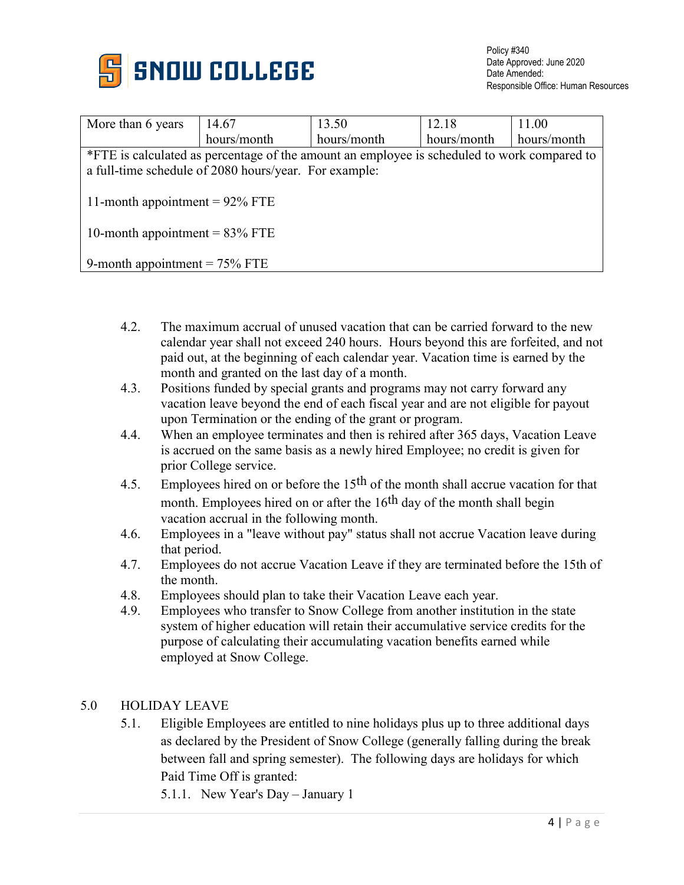| More than 6 years | 14.67 hours/month | 13.50 hours/month | 12.18 hours/month | 11.00 hours/month |
|---|---|---|---|---|
| *FTE is calculated as percentage of the amount an employee is scheduled to work compared to a full-time schedule of 2080 hours/year. For example: 11-month appointment = 92% FTE; 10-month appointment = 83% FTE; 9-month appointment = 75% FTE | | | | |

4.2. The maximum accrual of unused vacation that can be carried forward to the new calendar year shall not exceed 240 hours. Hours beyond this are forfeited, and not paid out, at the beginning of each calendar year. Vacation time is earned by the month and granted on the last day of a month.

4.3. Positions funded by special grants and programs may not carry forward any vacation leave beyond the end of each fiscal year and are not eligible for payout upon Termination or the ending of the grant or program.

4.4. When an employee terminates and then is rehired after 365 days, Vacation Leave is accrued on the same basis as a newly hired Employee; no credit is given for prior College service.

4.5. Employees hired on or before the 15th of the month shall accrue vacation for that month. Employees hired on or after the 16th day of the month shall begin vacation accrual in the following month.

4.6. Employees in a "leave without pay" status shall not accrue Vacation leave during that period.

4.7. Employees do not accrue Vacation Leave if they are terminated before the 15th of the month.

4.8. Employees should plan to take their Vacation Leave each year.

4.9. Employees who transfer to Snow College from another institution in the state system of higher education will retain their accumulative service credits for the purpose of calculating their accumulating vacation benefits earned while employed at Snow College.

## 5.0 HOLIDAY LEAVE

5.1. Eligible Employees are entitled to nine holidays plus up to three additional days as declared by the President of Snow College (generally falling during the break between fall and spring semester). The following days are holidays for which Paid Time Off is granted:

5.1.1. New Year's Day – January 1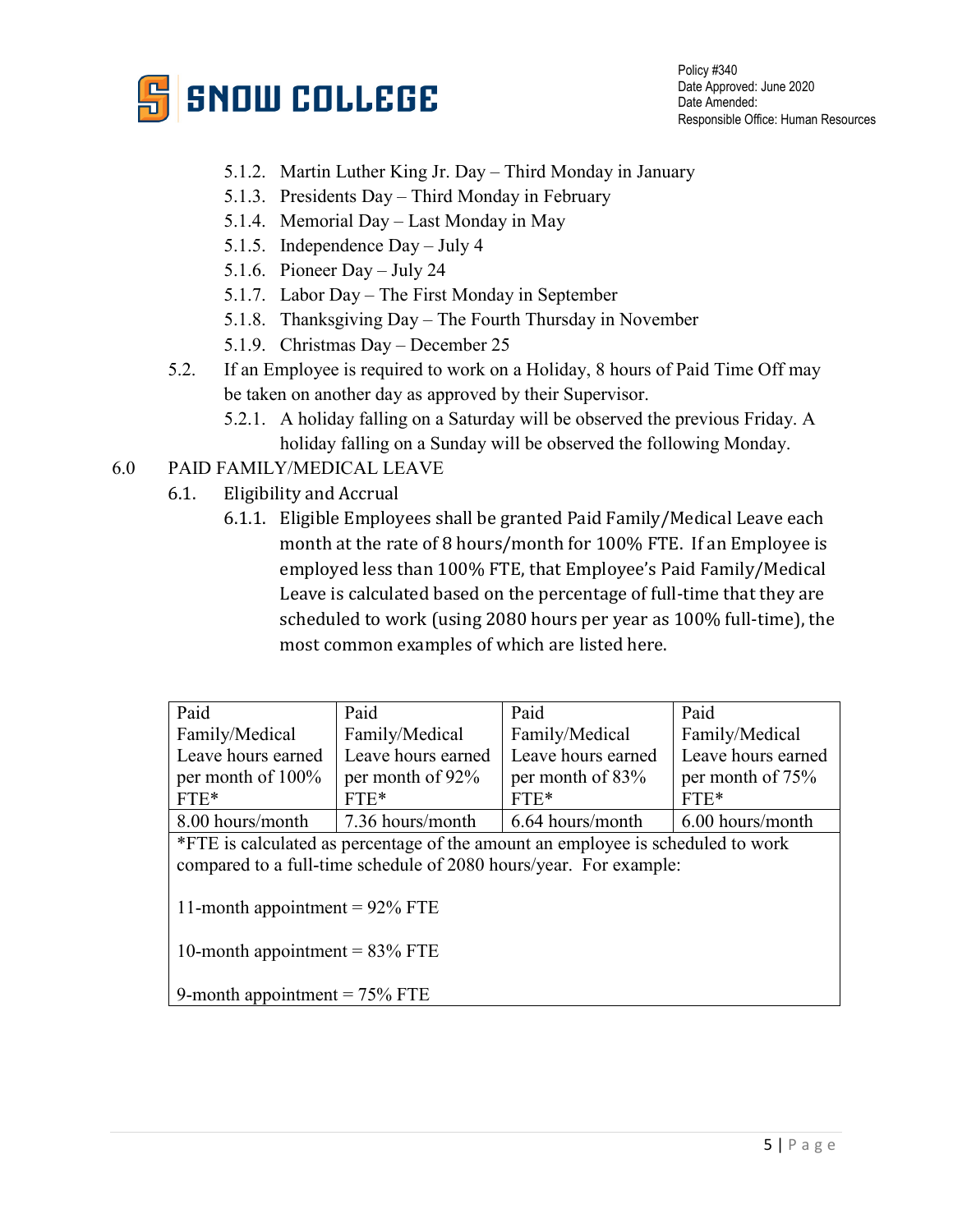5.1.2. Martin Luther King Jr. Day – Third Monday in January
5.1.3. Presidents Day – Third Monday in February
5.1.4. Memorial Day – Last Monday in May
5.1.5. Independence Day – July 4
5.1.6. Pioneer Day – July 24
5.1.7. Labor Day – The First Monday in September
5.1.8. Thanksgiving Day – The Fourth Thursday in November
5.1.9. Christmas Day – December 25

5.2. If an Employee is required to work on a Holiday, 8 hours of Paid Time Off may be taken on another day as approved by their Supervisor.

5.2.1. A holiday falling on a Saturday will be observed the previous Friday. A holiday falling on a Sunday will be observed the following Monday.

## 6.0 PAID FAMILY/MEDICAL LEAVE

### 6.1. Eligibility and Accrual

6.1.1. Eligible Employees shall be granted Paid Family/Medical Leave each month at the rate of 8 hours/month for 100% FTE. If an Employee is employed less than 100% FTE, that Employee's Paid Family/Medical Leave is calculated based on the percentage of full-time that they are scheduled to work (using 2080 hours per year as 100% full-time), the most common examples of which are listed here.

| Paid Family/Medical Leave hours earned per month of 100% FTE* | Paid Family/Medical Leave hours earned per month of 92% FTE* | Paid Family/Medical Leave hours earned per month of 83% FTE* | Paid Family/Medical Leave hours earned per month of 75% FTE* |
|---|---|---|---|
| 8.00 hours/month | 7.36 hours/month | 6.64 hours/month | 6.00 hours/month |

*FTE is calculated as percentage of the amount an employee is scheduled to work compared to a full-time schedule of 2080 hours/year. For example:

11-month appointment = 92% FTE

10-month appointment = 83% FTE

9-month appointment = 75% FTE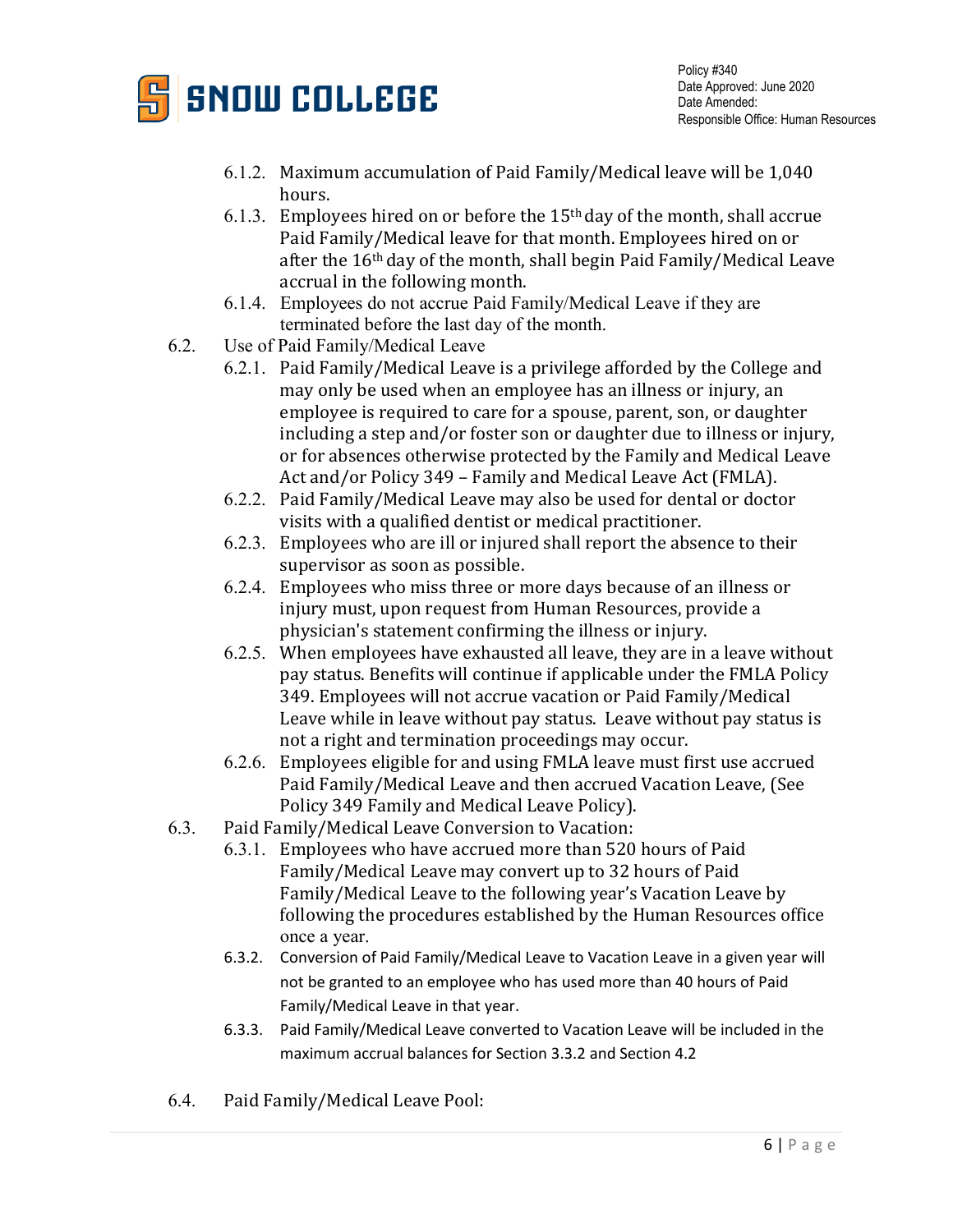6.1.2. Maximum accumulation of Paid Family/Medical leave will be 1,040 hours.

6.1.3. Employees hired on or before the 15th day of the month, shall accrue Paid Family/Medical leave for that month. Employees hired on or after the 16th day of the month, shall begin Paid Family/Medical Leave accrual in the following month.

6.1.4. Employees do not accrue Paid Family/Medical Leave if they are terminated before the last day of the month.

6.2. Use of Paid Family/Medical Leave

6.2.1. Paid Family/Medical Leave is a privilege afforded by the College and may only be used when an employee has an illness or injury, an employee is required to care for a spouse, parent, son, or daughter including a step and/or foster son or daughter due to illness or injury, or for absences otherwise protected by the Family and Medical Leave Act and/or Policy 349 – Family and Medical Leave Act (FMLA).

6.2.2. Paid Family/Medical Leave may also be used for dental or doctor visits with a qualified dentist or medical practitioner.

6.2.3. Employees who are ill or injured shall report the absence to their supervisor as soon as possible.

6.2.4. Employees who miss three or more days because of an illness or injury must, upon request from Human Resources, provide a physician's statement confirming the illness or injury.

6.2.5. When employees have exhausted all leave, they are in a leave without pay status. Benefits will continue if applicable under the FMLA Policy 349. Employees will not accrue vacation or Paid Family/Medical Leave while in leave without pay status. Leave without pay status is not a right and termination proceedings may occur.

6.2.6. Employees eligible for and using FMLA leave must first use accrued Paid Family/Medical Leave and then accrued Vacation Leave, (See Policy 349 Family and Medical Leave Policy).

6.3. Paid Family/Medical Leave Conversion to Vacation:

6.3.1. Employees who have accrued more than 520 hours of Paid Family/Medical Leave may convert up to 32 hours of Paid Family/Medical Leave to the following year's Vacation Leave by following the procedures established by the Human Resources office once a year.

6.3.2. Conversion of Paid Family/Medical Leave to Vacation Leave in a given year will not be granted to an employee who has used more than 40 hours of Paid Family/Medical Leave in that year.

6.3.3. Paid Family/Medical Leave converted to Vacation Leave will be included in the maximum accrual balances for Section 3.3.2 and Section 4.2

6.4. Paid Family/Medical Leave Pool: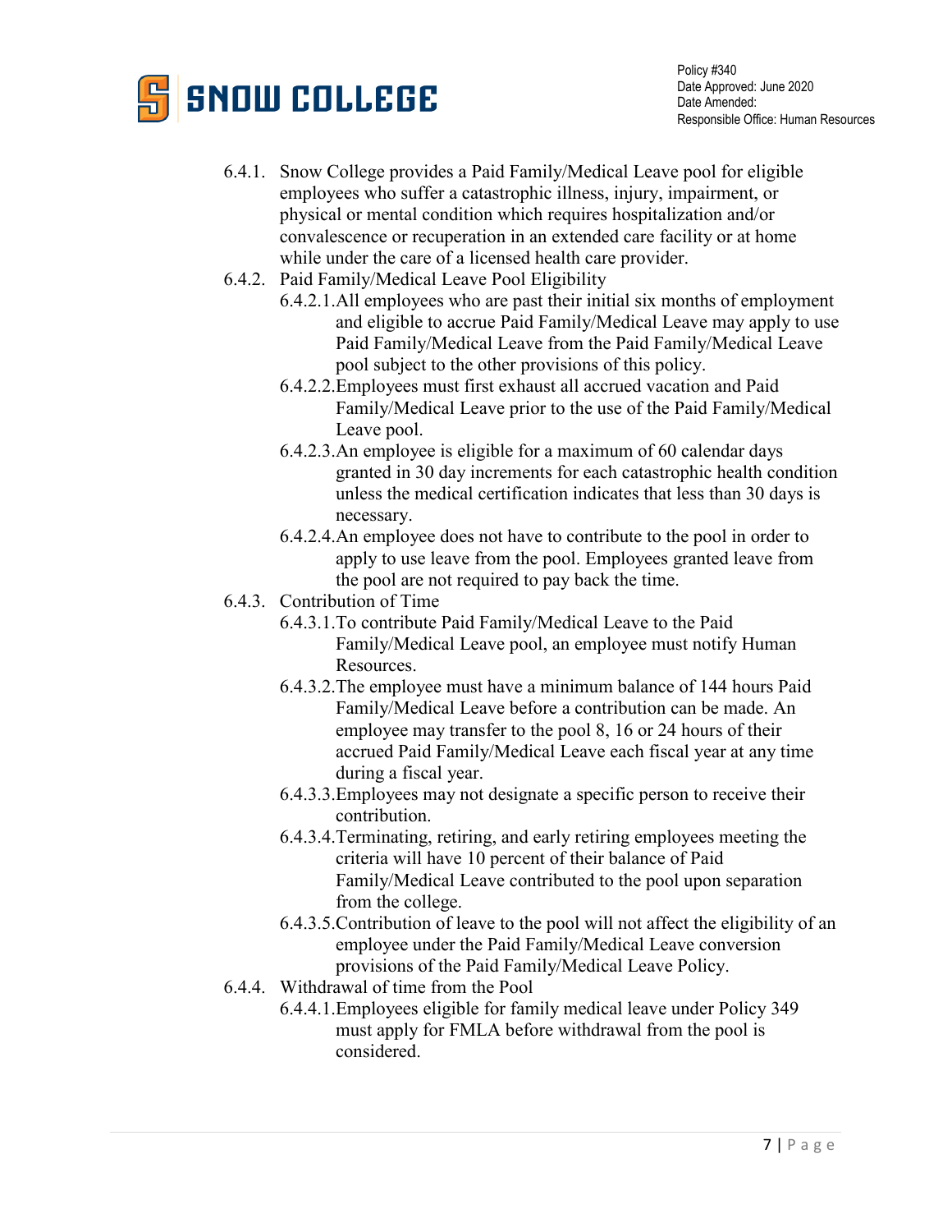6.4.1. Snow College provides a Paid Family/Medical Leave pool for eligible employees who suffer a catastrophic illness, injury, impairment, or physical or mental condition which requires hospitalization and/or convalescence or recuperation in an extended care facility or at home while under the care of a licensed health care provider.

6.4.2. Paid Family/Medical Leave Pool Eligibility

- 6.4.2.1. All employees who are past their initial six months of employment and eligible to accrue Paid Family/Medical Leave may apply to use Paid Family/Medical Leave from the Paid Family/Medical Leave pool subject to the other provisions of this policy.
- 6.4.2.2. Employees must first exhaust all accrued vacation and Paid Family/Medical Leave prior to the use of the Paid Family/Medical Leave pool.
- 6.4.2.3. An employee is eligible for a maximum of 60 calendar days granted in 30 day increments for each catastrophic health condition unless the medical certification indicates that less than 30 days is necessary.
- 6.4.2.4. An employee does not have to contribute to the pool in order to apply to use leave from the pool. Employees granted leave from the pool are not required to pay back the time.

6.4.3. Contribution of Time

- 6.4.3.1. To contribute Paid Family/Medical Leave to the Paid Family/Medical Leave pool, an employee must notify Human Resources.
- 6.4.3.2. The employee must have a minimum balance of 144 hours Paid Family/Medical Leave before a contribution can be made. An employee may transfer to the pool 8, 16 or 24 hours of their accrued Paid Family/Medical Leave each fiscal year at any time during a fiscal year.
- 6.4.3.3. Employees may not designate a specific person to receive their contribution.
- 6.4.3.4. Terminating, retiring, and early retiring employees meeting the criteria will have 10 percent of their balance of Paid Family/Medical Leave contributed to the pool upon separation from the college.
- 6.4.3.5. Contribution of leave to the pool will not affect the eligibility of an employee under the Paid Family/Medical Leave conversion provisions of the Paid Family/Medical Leave Policy.

6.4.4. Withdrawal of time from the Pool

- 6.4.4.1. Employees eligible for family medical leave under Policy 349 must apply for FMLA before withdrawal from the pool is considered.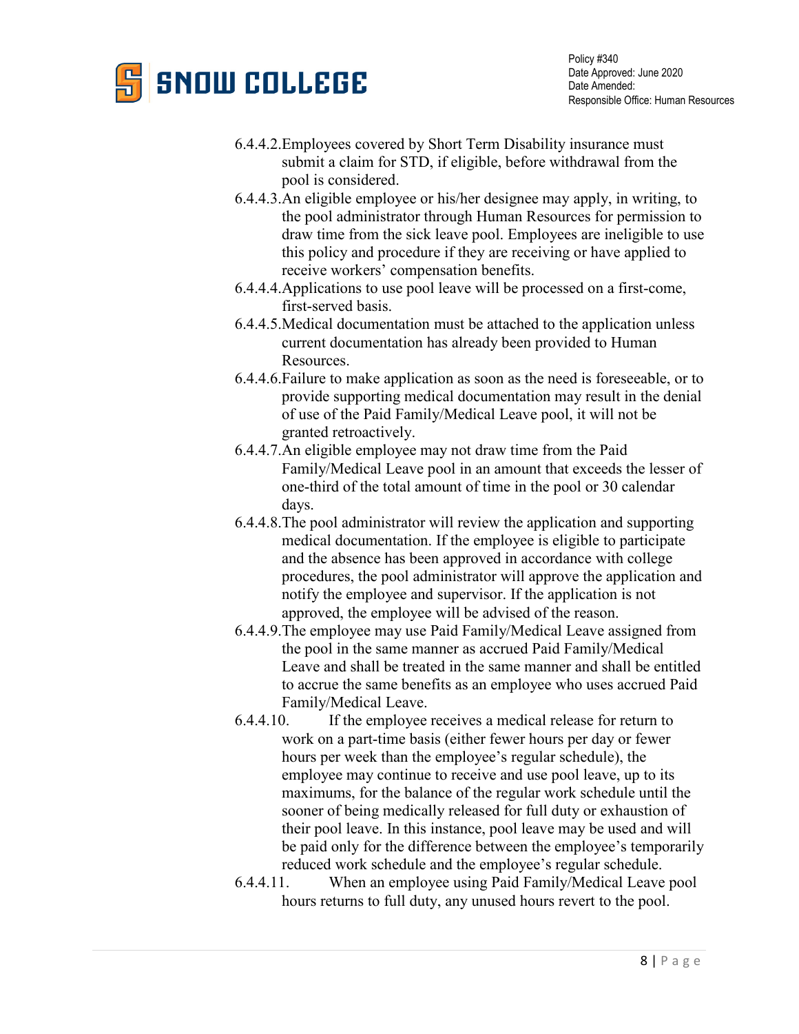6.4.4.2. Employees covered by Short Term Disability insurance must submit a claim for STD, if eligible, before withdrawal from the pool is considered.

6.4.4.3. An eligible employee or his/her designee may apply, in writing, to the pool administrator through Human Resources for permission to draw time from the sick leave pool. Employees are ineligible to use this policy and procedure if they are receiving or have applied to receive workers' compensation benefits.

6.4.4.4. Applications to use pool leave will be processed on a first-come, first-served basis.

6.4.4.5. Medical documentation must be attached to the application unless current documentation has already been provided to Human Resources.

6.4.4.6. Failure to make application as soon as the need is foreseeable, or to provide supporting medical documentation may result in the denial of use of the Paid Family/Medical Leave pool, it will not be granted retroactively.

6.4.4.7. An eligible employee may not draw time from the Paid Family/Medical Leave pool in an amount that exceeds the lesser of one-third of the total amount of time in the pool or 30 calendar days.

6.4.4.8. The pool administrator will review the application and supporting medical documentation. If the employee is eligible to participate and the absence has been approved in accordance with college procedures, the pool administrator will approve the application and notify the employee and supervisor. If the application is not approved, the employee will be advised of the reason.

6.4.4.9. The employee may use Paid Family/Medical Leave assigned from the pool in the same manner as accrued Paid Family/Medical Leave and shall be treated in the same manner and shall be entitled to accrue the same benefits as an employee who uses accrued Paid Family/Medical Leave.

6.4.4.10. If the employee receives a medical release for return to work on a part-time basis (either fewer hours per day or fewer hours per week than the employee's regular schedule), the employee may continue to receive and use pool leave, up to its maximums, for the balance of the regular work schedule until the sooner of being medically released for full duty or exhaustion of their pool leave. In this instance, pool leave may be used and will be paid only for the difference between the employee's temporarily reduced work schedule and the employee's regular schedule.

6.4.4.11. When an employee using Paid Family/Medical Leave pool hours returns to full duty, any unused hours revert to the pool.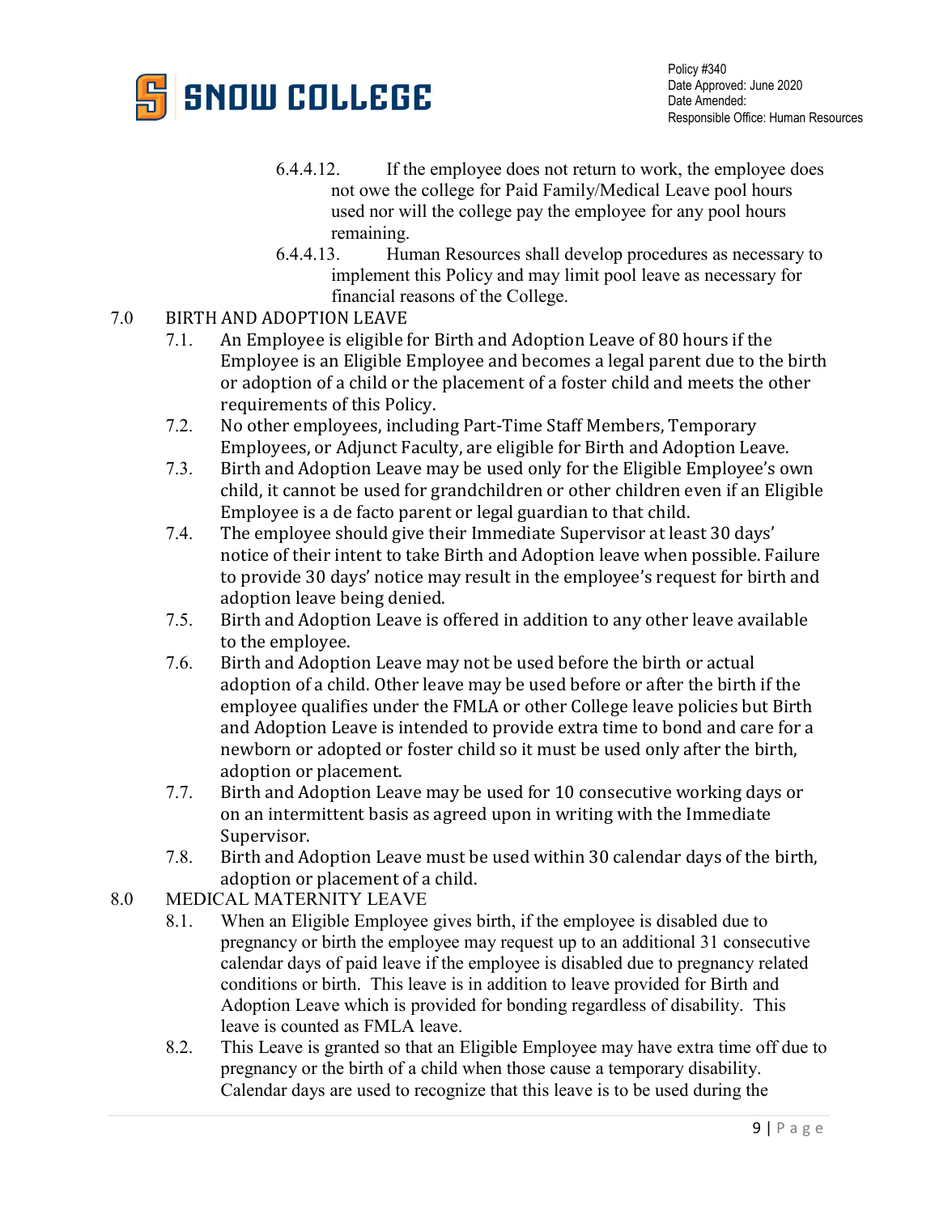6.4.4.12. If the employee does not return to work, the employee does not owe the college for Paid Family/Medical Leave pool hours used nor will the college pay the employee for any pool hours remaining.

6.4.4.13. Human Resources shall develop procedures as necessary to implement this Policy and may limit pool leave as necessary for financial reasons of the College.

## 7.0 BIRTH AND ADOPTION LEAVE

7.1. An Employee is eligible for Birth and Adoption Leave of 80 hours if the Employee is an Eligible Employee and becomes a legal parent due to the birth or adoption of a child or the placement of a foster child and meets the other requirements of this Policy.

7.2. No other employees, including Part-Time Staff Members, Temporary Employees, or Adjunct Faculty, are eligible for Birth and Adoption Leave.

7.3. Birth and Adoption Leave may be used only for the Eligible Employee's own child, it cannot be used for grandchildren or other children even if an Eligible Employee is a de facto parent or legal guardian to that child.

7.4. The employee should give their Immediate Supervisor at least 30 days' notice of their intent to take Birth and Adoption leave when possible. Failure to provide 30 days' notice may result in the employee's request for birth and adoption leave being denied.

7.5. Birth and Adoption Leave is offered in addition to any other leave available to the employee.

7.6. Birth and Adoption Leave may not be used before the birth or actual adoption of a child. Other leave may be used before or after the birth if the employee qualifies under the FMLA or other College leave policies but Birth and Adoption Leave is intended to provide extra time to bond and care for a newborn or adopted or foster child so it must be used only after the birth, adoption or placement.

7.7. Birth and Adoption Leave may be used for 10 consecutive working days or on an intermittent basis as agreed upon in writing with the Immediate Supervisor.

7.8. Birth and Adoption Leave must be used within 30 calendar days of the birth, adoption or placement of a child.

## 8.0 MEDICAL MATERNITY LEAVE

8.1. When an Eligible Employee gives birth, if the employee is disabled due to pregnancy or birth the employee may request up to an additional 31 consecutive calendar days of paid leave if the employee is disabled due to pregnancy related conditions or birth. This leave is in addition to leave provided for Birth and Adoption Leave which is provided for bonding regardless of disability. This leave is counted as FMLA leave.

8.2. This Leave is granted so that an Eligible Employee may have extra time off due to pregnancy or the birth of a child when those cause a temporary disability. Calendar days are used to recognize that this leave is to be used during the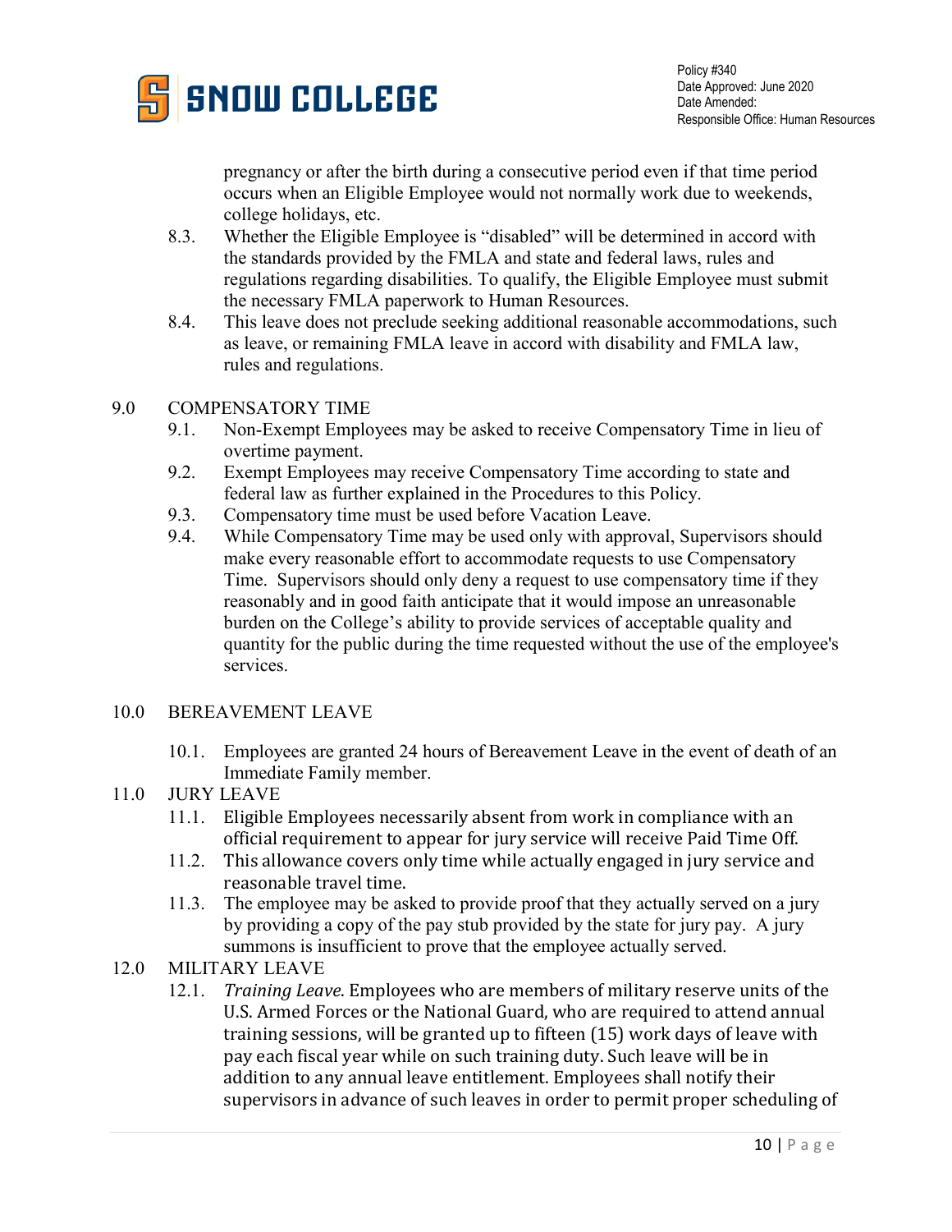pregnancy or after the birth during a consecutive period even if that time period occurs when an Eligible Employee would not normally work due to weekends, college holidays, etc.

8.3. Whether the Eligible Employee is "disabled" will be determined in accord with the standards provided by the FMLA and state and federal laws, rules and regulations regarding disabilities. To qualify, the Eligible Employee must submit the necessary FMLA paperwork to Human Resources.

8.4. This leave does not preclude seeking additional reasonable accommodations, such as leave, or remaining FMLA leave in accord with disability and FMLA law, rules and regulations.

## 9.0 COMPENSATORY TIME

9.1. Non-Exempt Employees may be asked to receive Compensatory Time in lieu of overtime payment.

9.2. Exempt Employees may receive Compensatory Time according to state and federal law as further explained in the Procedures to this Policy.

9.3. Compensatory time must be used before Vacation Leave.

9.4. While Compensatory Time may be used only with approval, Supervisors should make every reasonable effort to accommodate requests to use Compensatory Time. Supervisors should only deny a request to use compensatory time if they reasonably and in good faith anticipate that it would impose an unreasonable burden on the College's ability to provide services of acceptable quality and quantity for the public during the time requested without the use of the employee's services.

## 10.0 BEREAVEMENT LEAVE

10.1. Employees are granted 24 hours of Bereavement Leave in the event of death of an Immediate Family member.

## 11.0 JURY LEAVE

11.1. Eligible Employees necessarily absent from work in compliance with an official requirement to appear for jury service will receive Paid Time Off.

11.2. This allowance covers only time while actually engaged in jury service and reasonable travel time.

11.3. The employee may be asked to provide proof that they actually served on a jury by providing a copy of the pay stub provided by the state for jury pay. A jury summons is insufficient to prove that the employee actually served.

## 12.0 MILITARY LEAVE

12.1. *Training Leave*. Employees who are members of military reserve units of the U.S. Armed Forces or the National Guard, who are required to attend annual training sessions, will be granted up to fifteen (15) work days of leave with pay each fiscal year while on such training duty. Such leave will be in addition to any annual leave entitlement. Employees shall notify their supervisors in advance of such leaves in order to permit proper scheduling of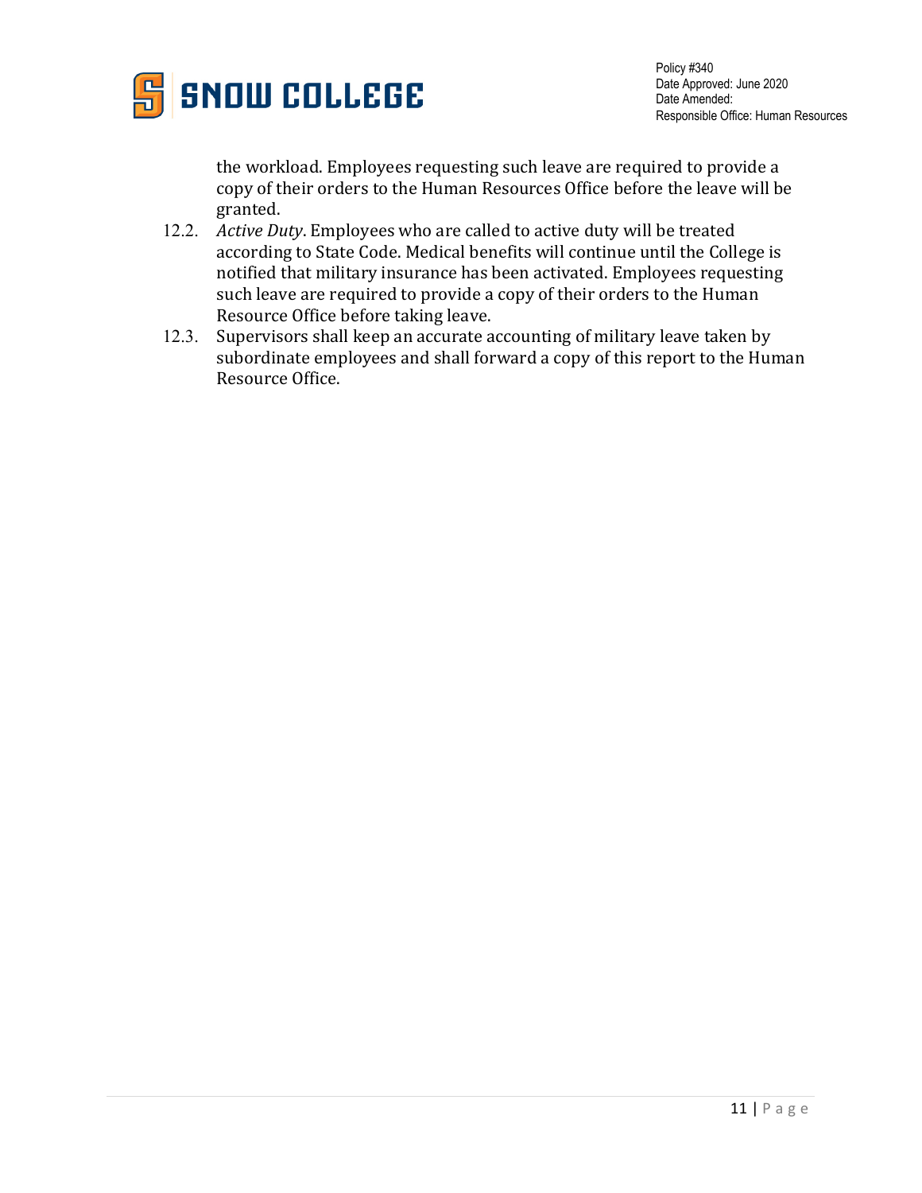the workload. Employees requesting such leave are required to provide a copy of their orders to the Human Resources Office before the leave will be granted.

12.2. *Active Duty*. Employees who are called to active duty will be treated according to State Code. Medical benefits will continue until the College is notified that military insurance has been activated. Employees requesting such leave are required to provide a copy of their orders to the Human Resource Office before taking leave.

12.3. Supervisors shall keep an accurate accounting of military leave taken by subordinate employees and shall forward a copy of this report to the Human Resource Office.